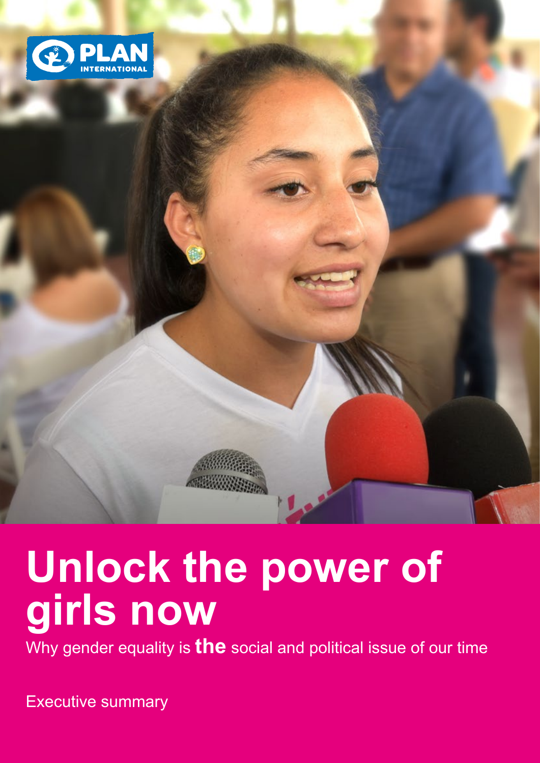PLAN INTERNATIONAL

# Unlock the power of girls now

Why gender equality is **the** social and political issue of our time

Executive summary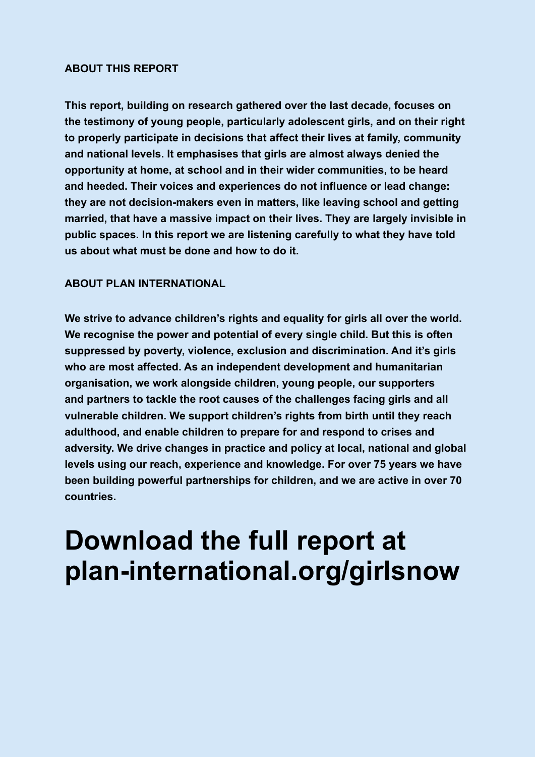## ABOUT THIS REPORT

**This report, building on research gathered over the last decade, focuses on the testimony of young people, particularly adolescent girls, and on their right to properly participate in decisions that affect their lives at family, community and national levels. It emphasises that girls are almost always denied the opportunity at home, at school and in their wider communities, to be heard and heeded. Their voices and experiences do not influence or lead change: they are not decision-makers even in matters, like leaving school and getting married, that have a massive impact on their lives. They are largely invisible in public spaces. In this report we are listening carefully to what they have told us about what must be done and how to do it.**

## ABOUT PLAN INTERNATIONAL

**We strive to advance children's rights and equality for girls all over the world. We recognise the power and potential of every single child. But this is often suppressed by poverty, violence, exclusion and discrimination. And it's girls who are most affected. As an independent development and humanitarian organisation, we work alongside children, young people, our supporters and partners to tackle the root causes of the challenges facing girls and all vulnerable children. We support children's rights from birth until they reach adulthood, and enable children to prepare for and respond to crises and adversity. We drive changes in practice and policy at local, national and global levels using our reach, experience and knowledge. For over 75 years we have been building powerful partnerships for children, and we are active in over 70 countries.**

# Download the full report at plan-international.org/girlsnow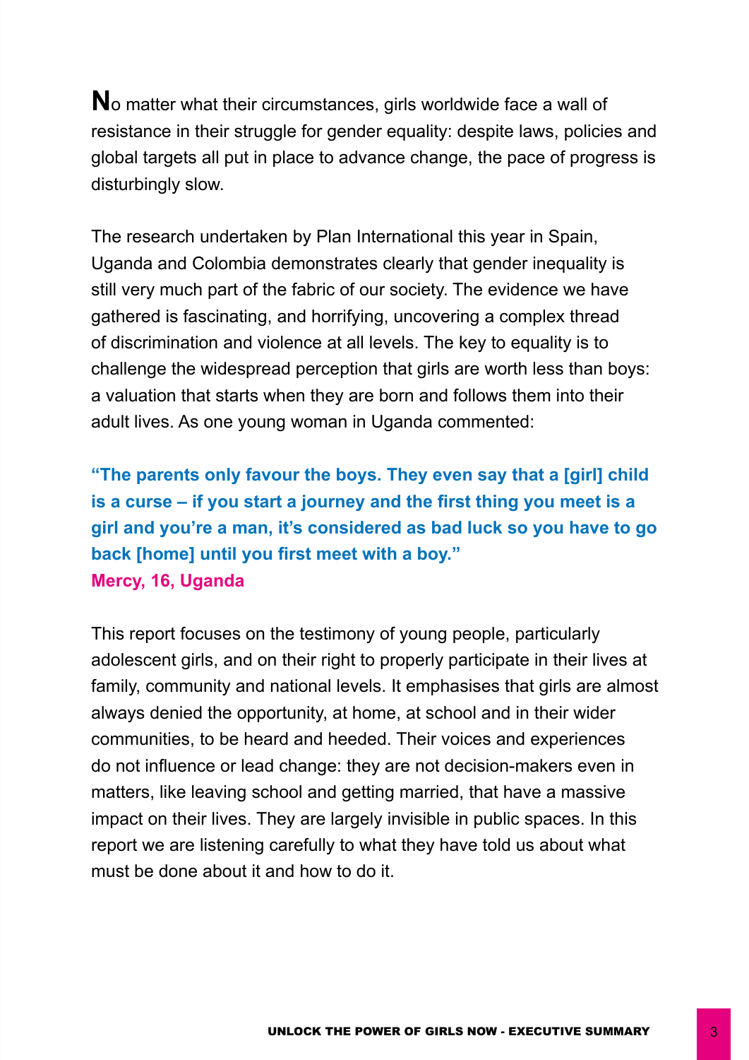No matter what their circumstances, girls worldwide face a wall of resistance in their struggle for gender equality: despite laws, policies and global targets all put in place to advance change, the pace of progress is disturbingly slow.

The research undertaken by Plan International this year in Spain, Uganda and Colombia demonstrates clearly that gender inequality is still very much part of the fabric of our society. The evidence we have gathered is fascinating, and horrifying, uncovering a complex thread of discrimination and violence at all levels. The key to equality is to challenge the widespread perception that girls are worth less than boys: a valuation that starts when they are born and follows them into their adult lives. As one young woman in Uganda commented:

**"The parents only favour the boys. They even say that a [girl] child is a curse – if you start a journey and the first thing you meet is a girl and you're a man, it's considered as bad luck so you have to go back [home] until you first meet with a boy."**
**Mercy, 16, Uganda**

This report focuses on the testimony of young people, particularly adolescent girls, and on their right to properly participate in their lives at family, community and national levels. It emphasises that girls are almost always denied the opportunity, at home, at school and in their wider communities, to be heard and heeded. Their voices and experiences do not influence or lead change: they are not decision-makers even in matters, like leaving school and getting married, that have a massive impact on their lives. They are largely invisible in public spaces. In this report we are listening carefully to what they have told us about what must be done about it and how to do it.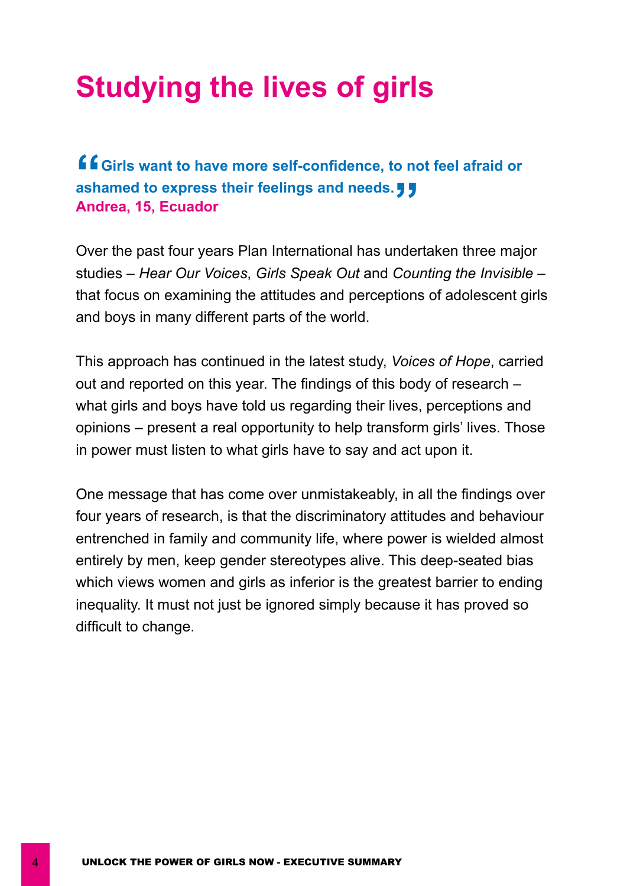# Studying the lives of girls

> **"Girls want to have more self-confidence, to not feel afraid or ashamed to express their feelings and needs."**
> **Andrea, 15, Ecuador**

Over the past four years Plan International has undertaken three major studies – *Hear Our Voices*, *Girls Speak Out* and *Counting the Invisible* – that focus on examining the attitudes and perceptions of adolescent girls and boys in many different parts of the world.

This approach has continued in the latest study, *Voices of Hope*, carried out and reported on this year. The findings of this body of research – what girls and boys have told us regarding their lives, perceptions and opinions – present a real opportunity to help transform girls' lives. Those in power must listen to what girls have to say and act upon it.

One message that has come over unmistakeably, in all the findings over four years of research, is that the discriminatory attitudes and behaviour entrenched in family and community life, where power is wielded almost entirely by men, keep gender stereotypes alive. This deep-seated bias which views women and girls as inferior is the greatest barrier to ending inequality. It must not just be ignored simply because it has proved so difficult to change.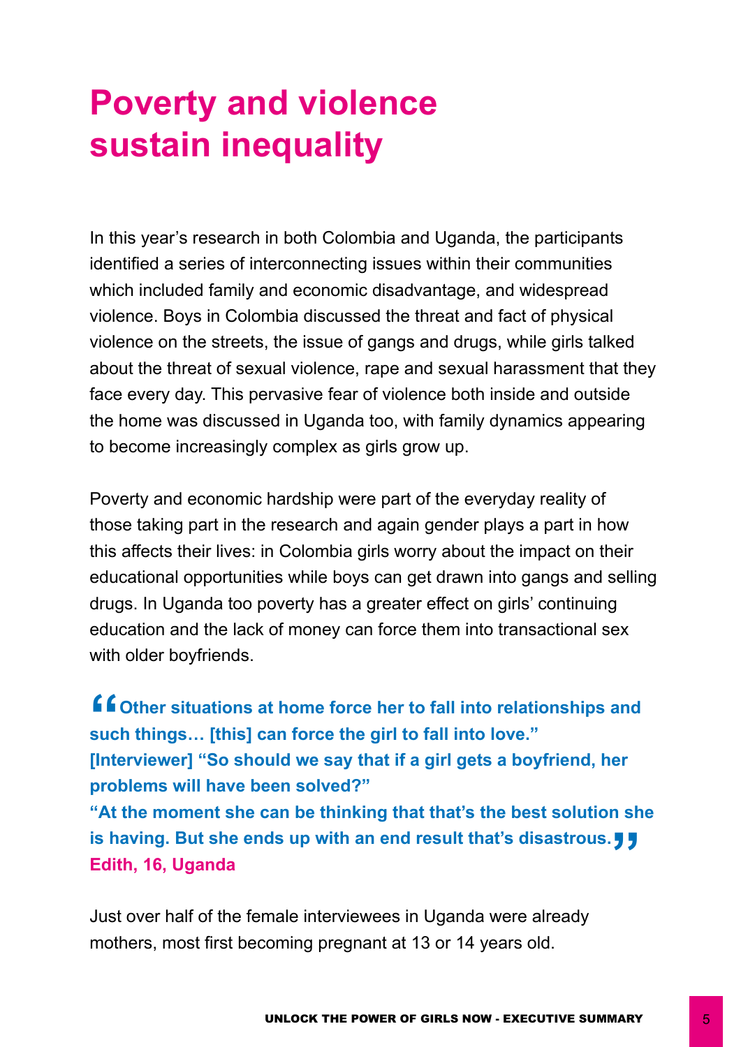# Poverty and violence sustain inequality

In this year's research in both Colombia and Uganda, the participants identified a series of interconnecting issues within their communities which included family and economic disadvantage, and widespread violence. Boys in Colombia discussed the threat and fact of physical violence on the streets, the issue of gangs and drugs, while girls talked about the threat of sexual violence, rape and sexual harassment that they face every day. This pervasive fear of violence both inside and outside the home was discussed in Uganda too, with family dynamics appearing to become increasingly complex as girls grow up.

Poverty and economic hardship were part of the everyday reality of those taking part in the research and again gender plays a part in how this affects their lives: in Colombia girls worry about the impact on their educational opportunities while boys can get drawn into gangs and selling drugs. In Uganda too poverty has a greater effect on girls' continuing education and the lack of money can force them into transactional sex with older boyfriends.

> **"Other situations at home force her to fall into relationships and such things… [this] can force the girl to fall into love."**
> **[Interviewer] "So should we say that if a girl gets a boyfriend, her problems will have been solved?"**
> **"At the moment she can be thinking that that's the best solution she is having. But she ends up with an end result that's disastrous."**
> **Edith, 16, Uganda**

Just over half of the female interviewees in Uganda were already mothers, most first becoming pregnant at 13 or 14 years old.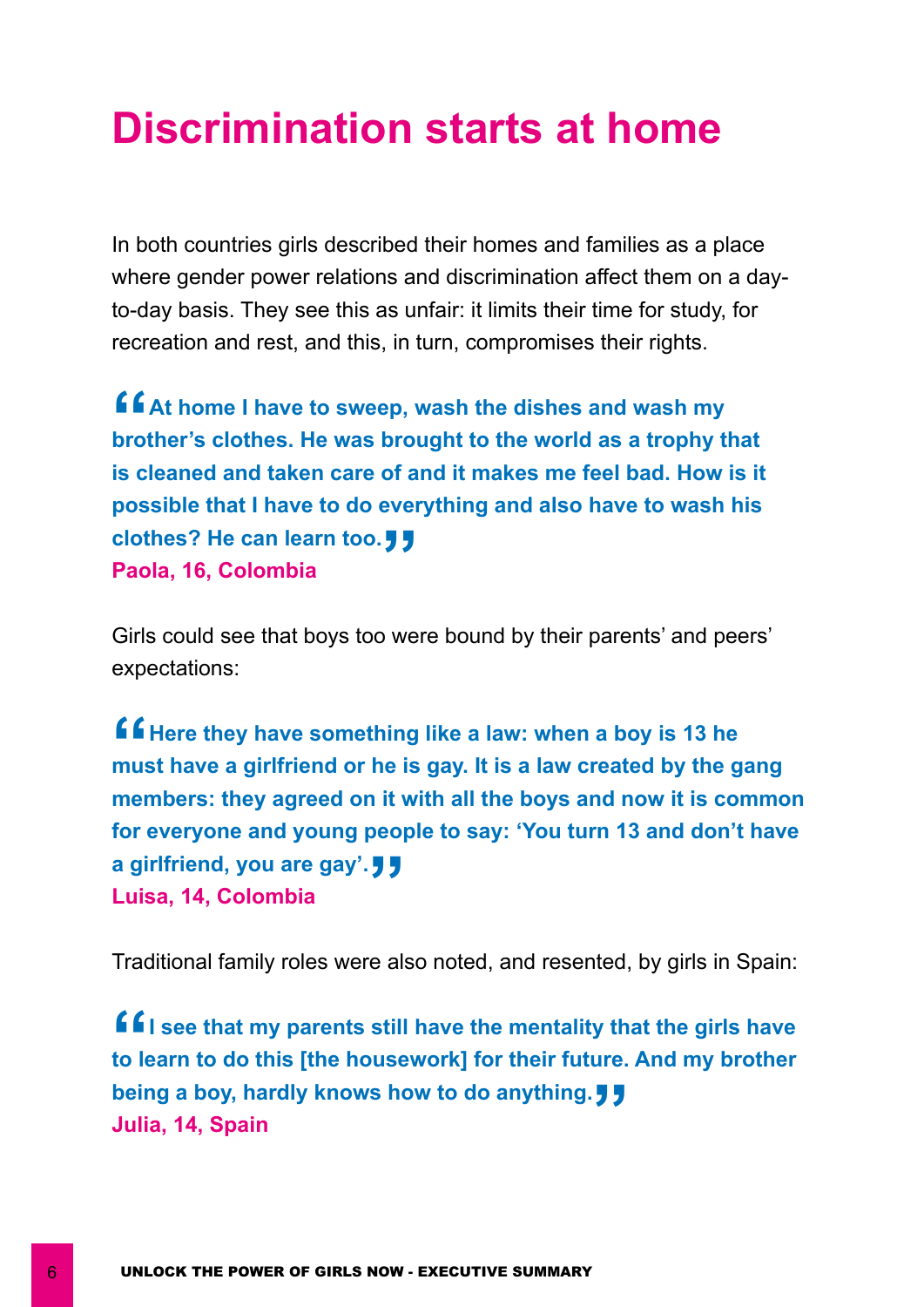# Discrimination starts at home

In both countries girls described their homes and families as a place where gender power relations and discrimination affect them on a day-to-day basis. They see this as unfair: it limits their time for study, for recreation and rest, and this, in turn, compromises their rights.

> **"At home I have to sweep, wash the dishes and wash my brother's clothes. He was brought to the world as a trophy that is cleaned and taken care of and it makes me feel bad. How is it possible that I have to do everything and also have to wash his clothes? He can learn too."**
> **Paola, 16, Colombia**

Girls could see that boys too were bound by their parents' and peers' expectations:

> **"Here they have something like a law: when a boy is 13 he must have a girlfriend or he is gay. It is a law created by the gang members: they agreed on it with all the boys and now it is common for everyone and young people to say: 'You turn 13 and don't have a girlfriend, you are gay'."**
> **Luisa, 14, Colombia**

Traditional family roles were also noted, and resented, by girls in Spain:

> **"I see that my parents still have the mentality that the girls have to learn to do this [the housework] for their future. And my brother being a boy, hardly knows how to do anything."**
> **Julia, 14, Spain**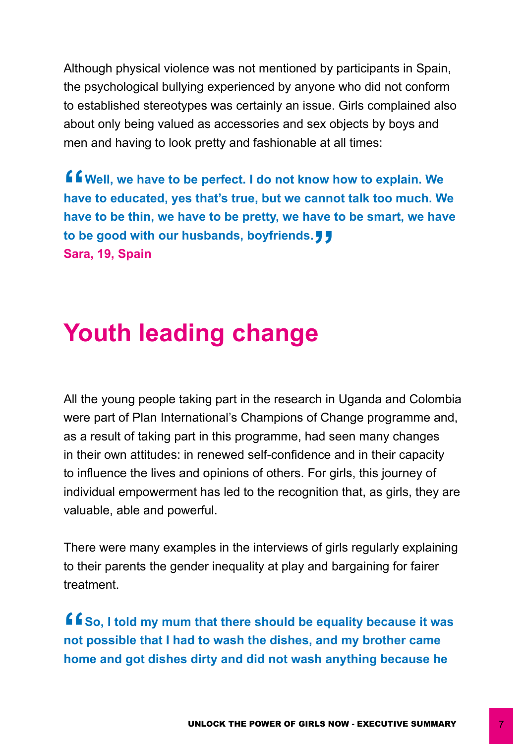Although physical violence was not mentioned by participants in Spain, the psychological bullying experienced by anyone who did not conform to established stereotypes was certainly an issue. Girls complained also about only being valued as accessories and sex objects by boys and men and having to look pretty and fashionable at all times:

> **"Well, we have to be perfect. I do not know how to explain. We have to educated, yes that's true, but we cannot talk too much. We have to be thin, we have to be pretty, we have to be smart, we have to be good with our husbands, boyfriends."**
> **Sara, 19, Spain**

# Youth leading change

All the young people taking part in the research in Uganda and Colombia were part of Plan International's Champions of Change programme and, as a result of taking part in this programme, had seen many changes in their own attitudes: in renewed self-confidence and in their capacity to influence the lives and opinions of others. For girls, this journey of individual empowerment has led to the recognition that, as girls, they are valuable, able and powerful.

There were many examples in the interviews of girls regularly explaining to their parents the gender inequality at play and bargaining for fairer treatment.

> **"So, I told my mum that there should be equality because it was not possible that I had to wash the dishes, and my brother came home and got dishes dirty and did not wash anything because he**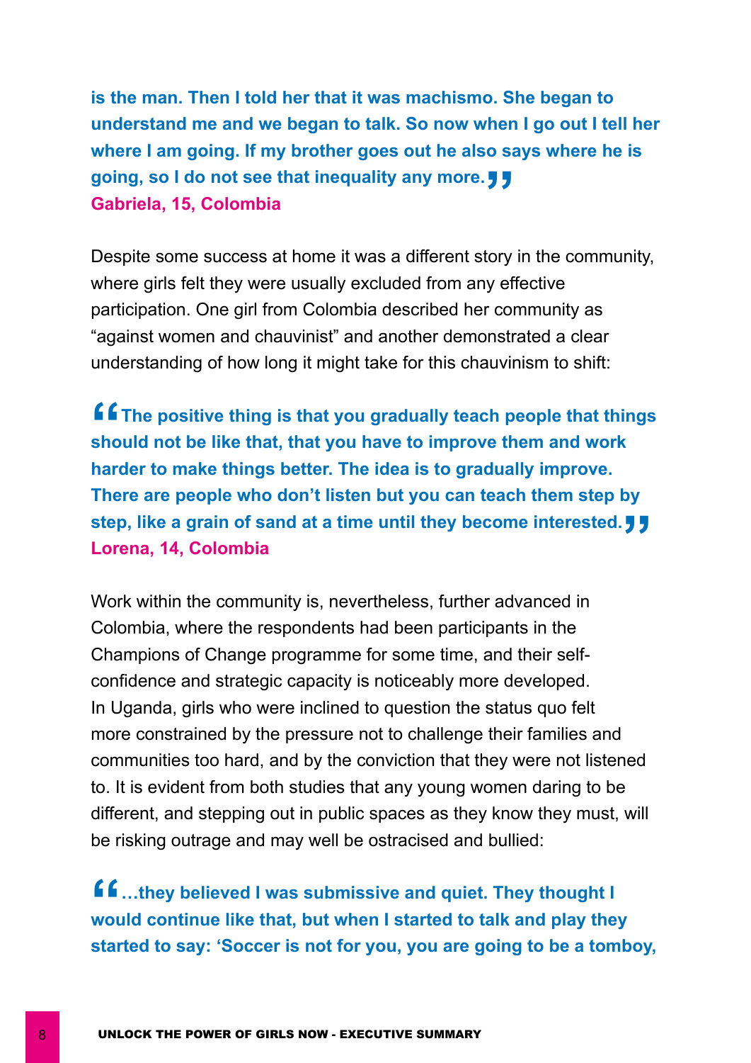**is the man. Then I told her that it was machismo. She began to understand me and we began to talk. So now when I go out I tell her where I am going. If my brother goes out he also says where he is going, so I do not see that inequality any more."**
**Gabriela, 15, Colombia**

Despite some success at home it was a different story in the community, where girls felt they were usually excluded from any effective participation. One girl from Colombia described her community as "against women and chauvinist" and another demonstrated a clear understanding of how long it might take for this chauvinism to shift:

> **"The positive thing is that you gradually teach people that things should not be like that, that you have to improve them and work harder to make things better. The idea is to gradually improve. There are people who don't listen but you can teach them step by step, like a grain of sand at a time until they become interested."**
> **Lorena, 14, Colombia**

Work within the community is, nevertheless, further advanced in Colombia, where the respondents had been participants in the Champions of Change programme for some time, and their self-confidence and strategic capacity is noticeably more developed. In Uganda, girls who were inclined to question the status quo felt more constrained by the pressure not to challenge their families and communities too hard, and by the conviction that they were not listened to. It is evident from both studies that any young women daring to be different, and stepping out in public spaces as they know they must, will be risking outrage and may well be ostracised and bullied:

> **"…they believed I was submissive and quiet. They thought I would continue like that, but when I started to talk and play they started to say: 'Soccer is not for you, you are going to be a tomboy,**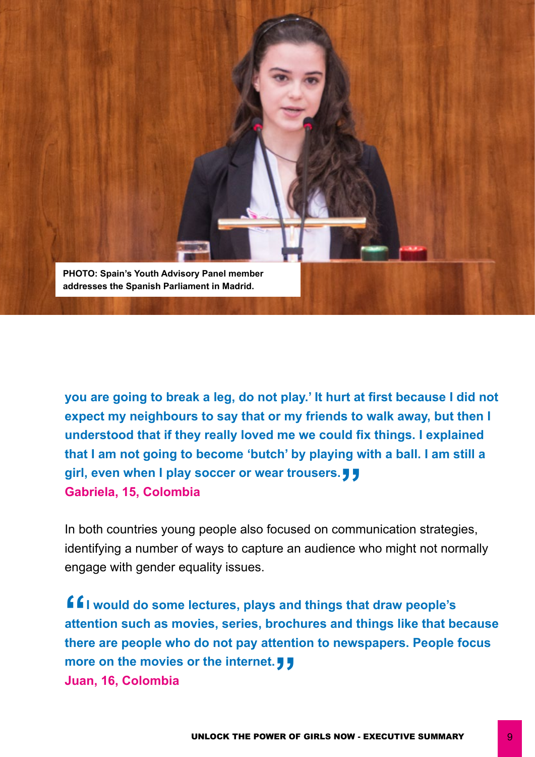PHOTO: Spain's Youth Advisory Panel member addresses the Spanish Parliament in Madrid.

**you are going to break a leg, do not play.' It hurt at first because I did not expect my neighbours to say that or my friends to walk away, but then I understood that if they really loved me we could fix things. I explained that I am not going to become 'butch' by playing with a ball. I am still a girl, even when I play soccer or wear trousers."**
**Gabriela, 15, Colombia**

In both countries young people also focused on communication strategies, identifying a number of ways to capture an audience who might not normally engage with gender equality issues.

**"I would do some lectures, plays and things that draw people's attention such as movies, series, brochures and things like that because there are people who do not pay attention to newspapers. People focus more on the movies or the internet."**
**Juan, 16, Colombia**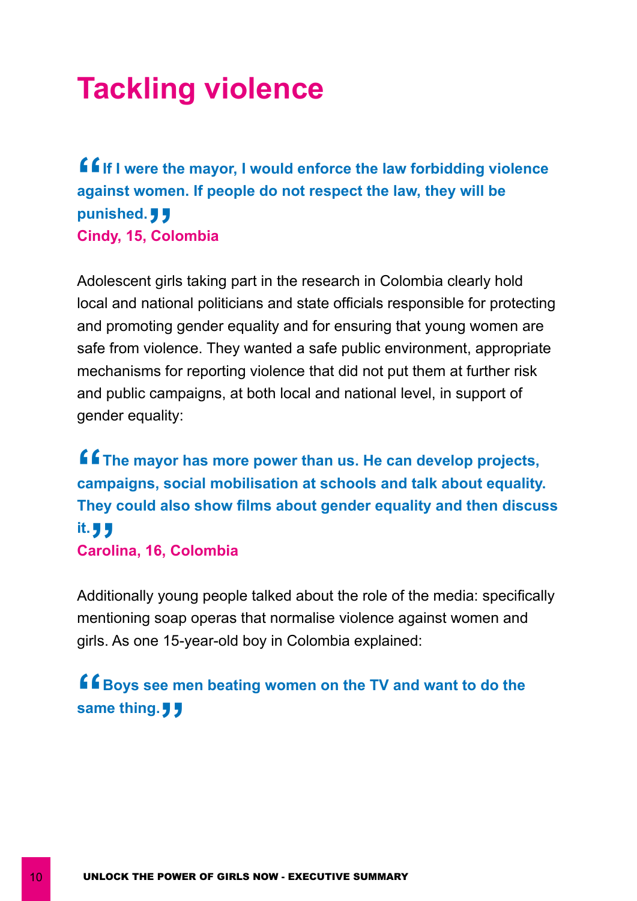# Tackling violence

> **"If I were the mayor, I would enforce the law forbidding violence against women. If people do not respect the law, they will be punished."**
> **Cindy, 15, Colombia**

Adolescent girls taking part in the research in Colombia clearly hold local and national politicians and state officials responsible for protecting and promoting gender equality and for ensuring that young women are safe from violence. They wanted a safe public environment, appropriate mechanisms for reporting violence that did not put them at further risk and public campaigns, at both local and national level, in support of gender equality:

> **"The mayor has more power than us. He can develop projects, campaigns, social mobilisation at schools and talk about equality. They could also show films about gender equality and then discuss it."**
> **Carolina, 16, Colombia**

Additionally young people talked about the role of the media: specifically mentioning soap operas that normalise violence against women and girls. As one 15-year-old boy in Colombia explained:

> **"Boys see men beating women on the TV and want to do the same thing."**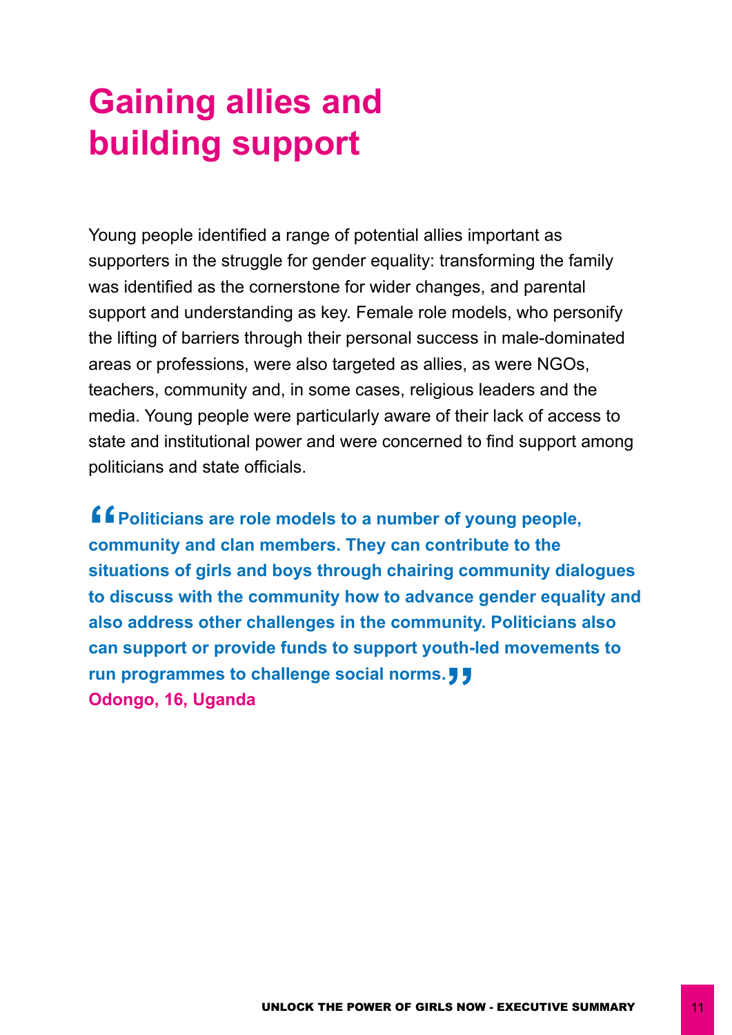# Gaining allies and building support

Young people identified a range of potential allies important as supporters in the struggle for gender equality: transforming the family was identified as the cornerstone for wider changes, and parental support and understanding as key. Female role models, who personify the lifting of barriers through their personal success in male-dominated areas or professions, were also targeted as allies, as were NGOs, teachers, community and, in some cases, religious leaders and the media. Young people were particularly aware of their lack of access to state and institutional power and were concerned to find support among politicians and state officials.

> **"Politicians are role models to a number of young people, community and clan members. They can contribute to the situations of girls and boys through chairing community dialogues to discuss with the community how to advance gender equality and also address other challenges in the community. Politicians also can support or provide funds to support youth-led movements to run programmes to challenge social norms."**
> **Odongo, 16, Uganda**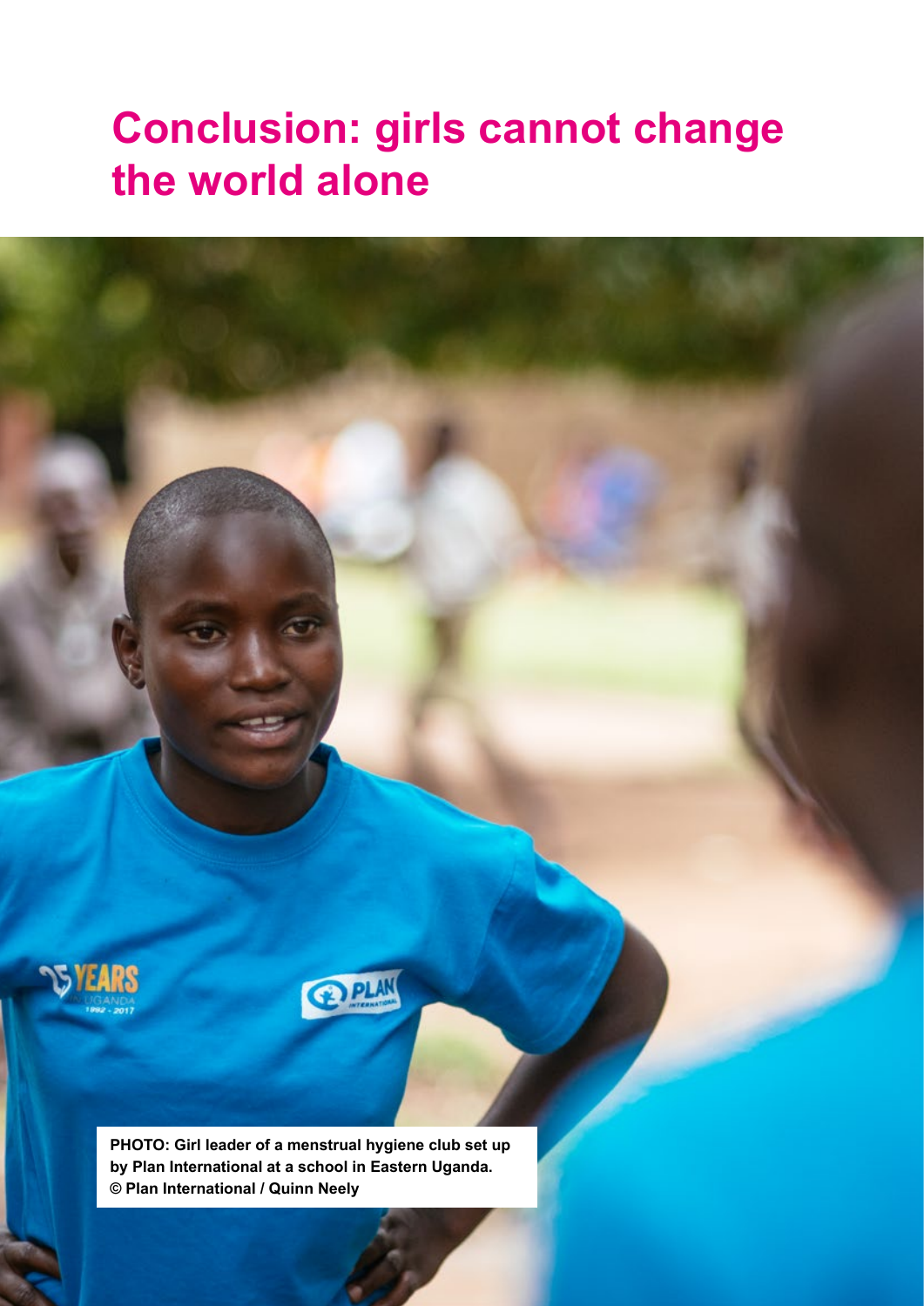# Conclusion: girls cannot change the world alone

PHOTO: Girl leader of a menstrual hygiene club set up by Plan International at a school in Eastern Uganda.
© Plan International / Quinn Neely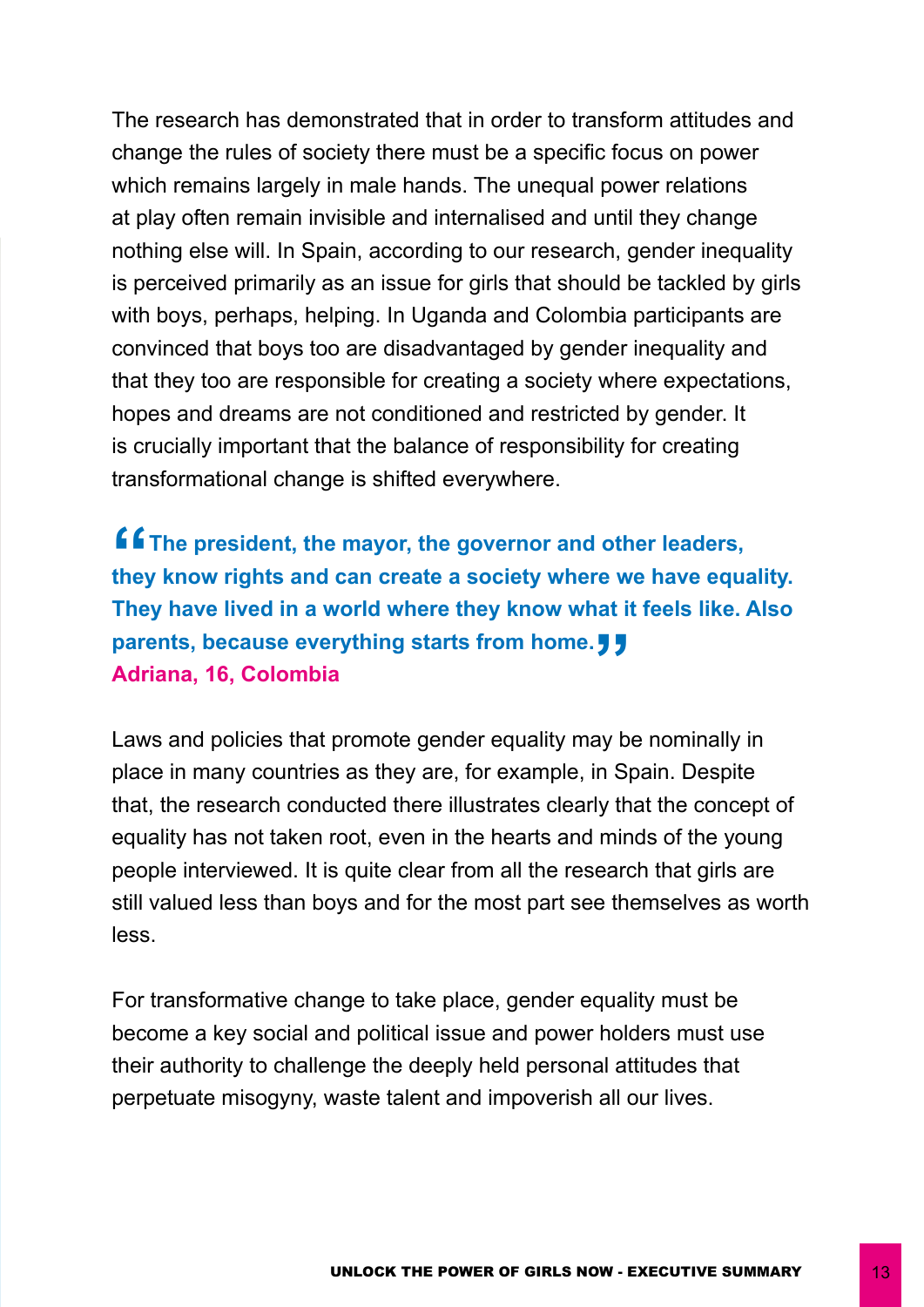The research has demonstrated that in order to transform attitudes and change the rules of society there must be a specific focus on power which remains largely in male hands. The unequal power relations at play often remain invisible and internalised and until they change nothing else will. In Spain, according to our research, gender inequality is perceived primarily as an issue for girls that should be tackled by girls with boys, perhaps, helping. In Uganda and Colombia participants are convinced that boys too are disadvantaged by gender inequality and that they too are responsible for creating a society where expectations, hopes and dreams are not conditioned and restricted by gender. It is crucially important that the balance of responsibility for creating transformational change is shifted everywhere.

> **"The president, the mayor, the governor and other leaders, they know rights and can create a society where we have equality. They have lived in a world where they know what it feels like. Also parents, because everything starts from home."**
> **Adriana, 16, Colombia**

Laws and policies that promote gender equality may be nominally in place in many countries as they are, for example, in Spain. Despite that, the research conducted there illustrates clearly that the concept of equality has not taken root, even in the hearts and minds of the young people interviewed. It is quite clear from all the research that girls are still valued less than boys and for the most part see themselves as worth less.

For transformative change to take place, gender equality must be become a key social and political issue and power holders must use their authority to challenge the deeply held personal attitudes that perpetuate misogyny, waste talent and impoverish all our lives.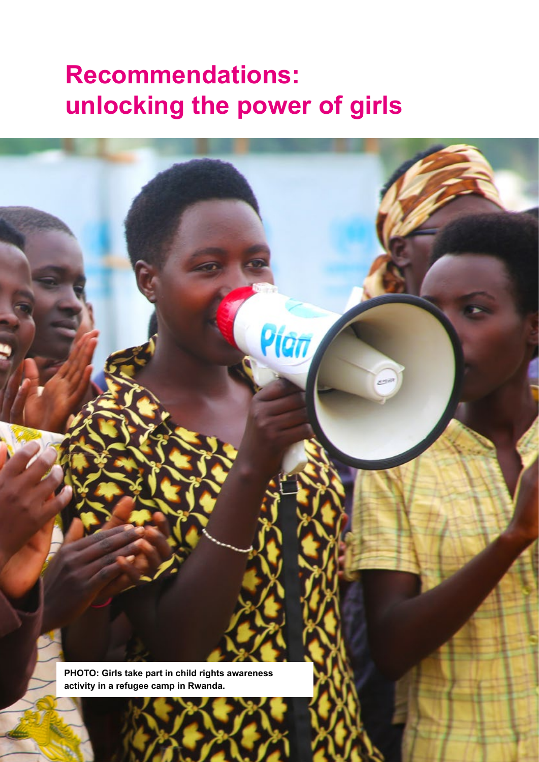# Recommendations: unlocking the power of girls

PHOTO: Girls take part in child rights awareness activity in a refugee camp in Rwanda.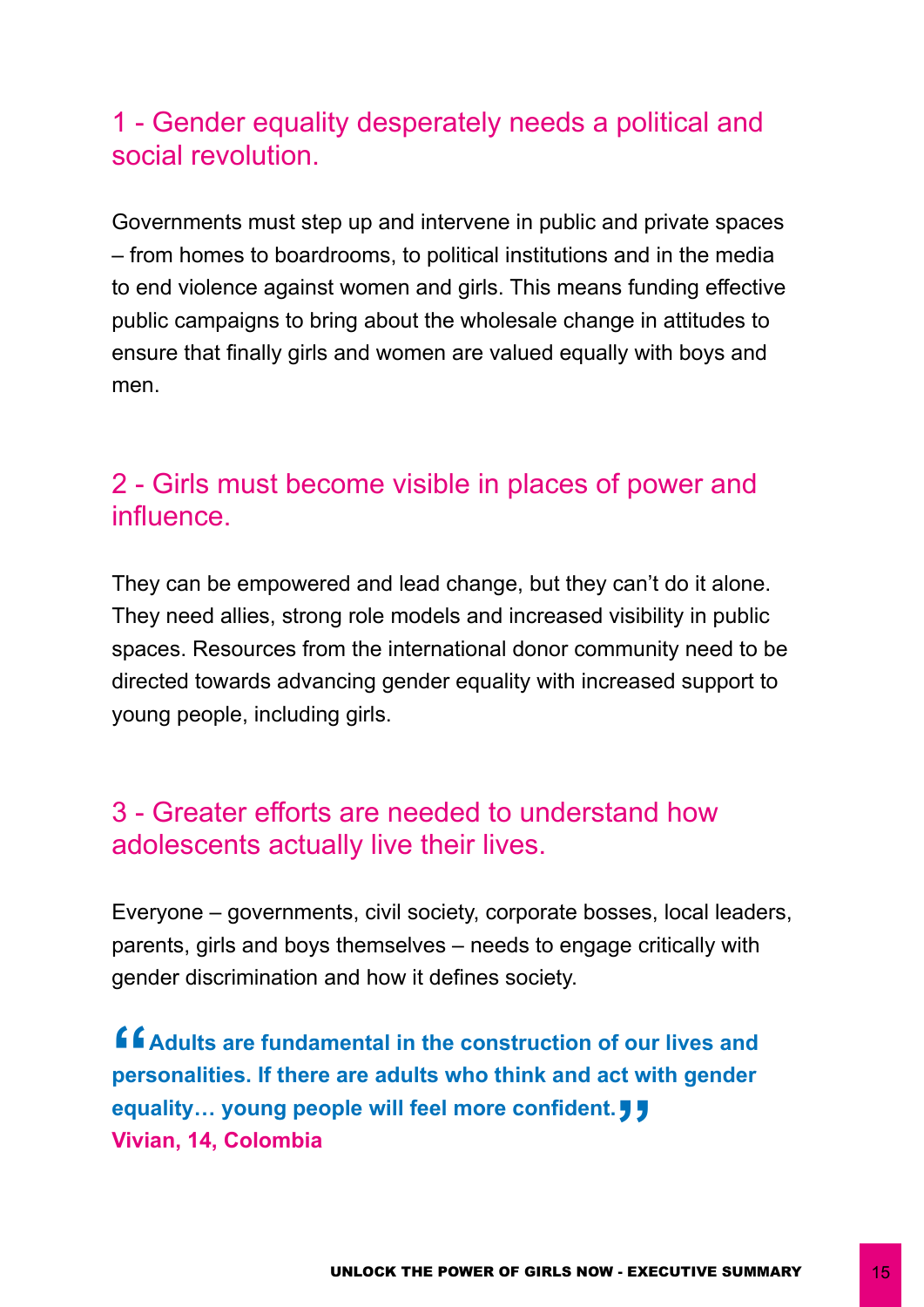## 1 - Gender equality desperately needs a political and social revolution.

Governments must step up and intervene in public and private spaces – from homes to boardrooms, to political institutions and in the media to end violence against women and girls. This means funding effective public campaigns to bring about the wholesale change in attitudes to ensure that finally girls and women are valued equally with boys and men.

## 2 - Girls must become visible in places of power and influence.

They can be empowered and lead change, but they can't do it alone. They need allies, strong role models and increased visibility in public spaces. Resources from the international donor community need to be directed towards advancing gender equality with increased support to young people, including girls.

## 3 - Greater efforts are needed to understand how adolescents actually live their lives.

Everyone – governments, civil society, corporate bosses, local leaders, parents, girls and boys themselves – needs to engage critically with gender discrimination and how it defines society.

> **"Adults are fundamental in the construction of our lives and personalities. If there are adults who think and act with gender equality… young people will feel more confident."**
> **Vivian, 14, Colombia**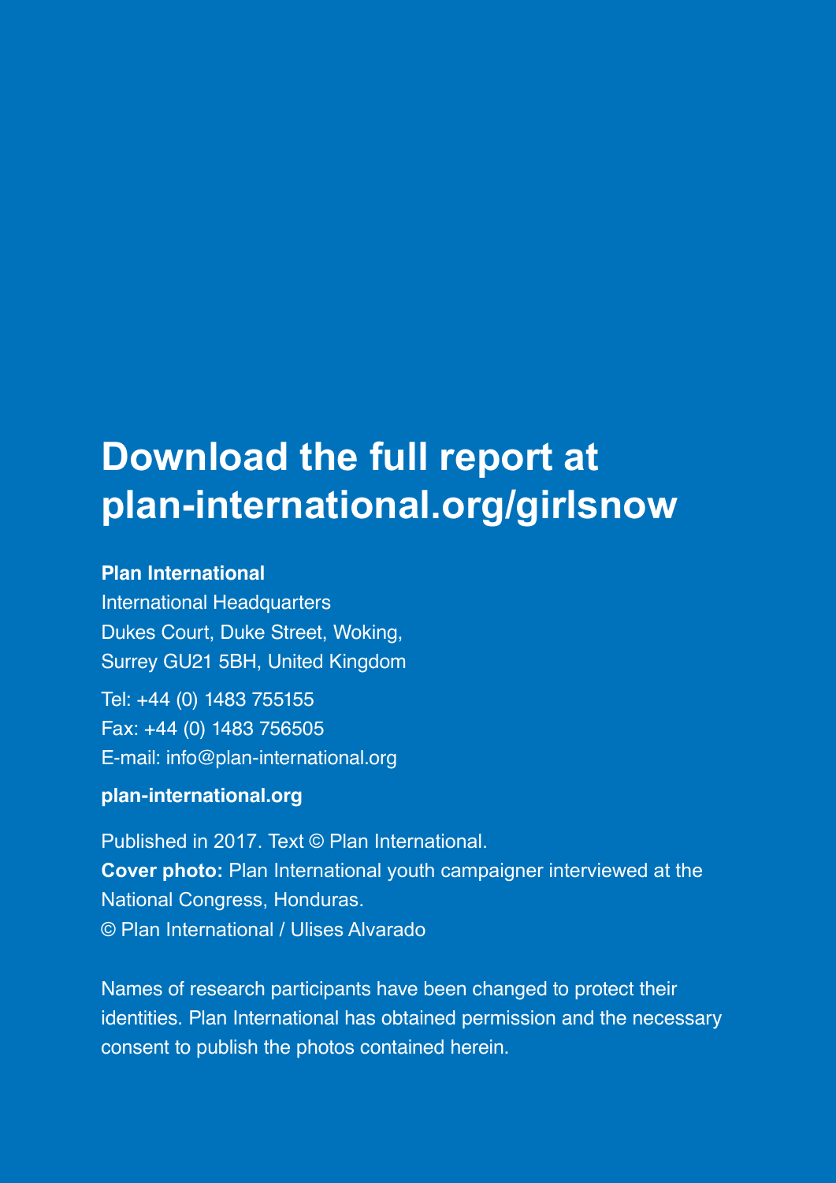# Download the full report at plan-international.org/girlsnow

**Plan International**
International Headquarters
Dukes Court, Duke Street, Woking,
Surrey GU21 5BH, United Kingdom

Tel: +44 (0) 1483 755155
Fax: +44 (0) 1483 756505
E-mail: info@plan-international.org

**plan-international.org**

Published in 2017. Text © Plan International.
**Cover photo:** Plan International youth campaigner interviewed at the National Congress, Honduras.
© Plan International / Ulises Alvarado

Names of research participants have been changed to protect their identities. Plan International has obtained permission and the necessary consent to publish the photos contained herein.